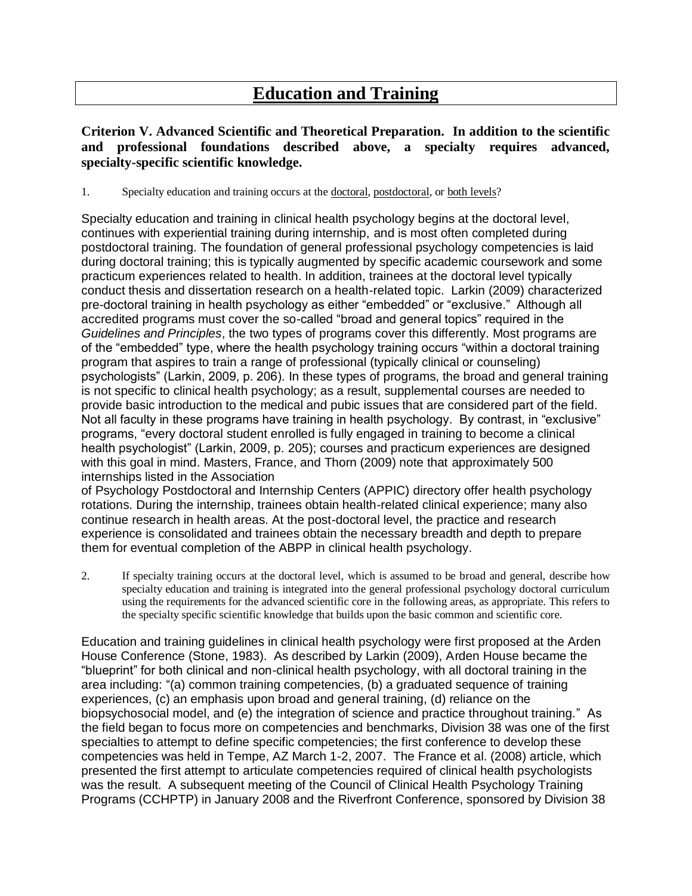# Education and Training

**Criterion V. Advanced Scientific and Theoretical Preparation. In addition to the scientific and professional foundations described above, a specialty requires advanced, specialty-specific scientific knowledge.**

1. Specialty education and training occurs at the doctoral, postdoctoral, or both levels?

Specialty education and training in clinical health psychology begins at the doctoral level, continues with experiential training during internship, and is most often completed during postdoctoral training. The foundation of general professional psychology competencies is laid during doctoral training; this is typically augmented by specific academic coursework and some practicum experiences related to health. In addition, trainees at the doctoral level typically conduct thesis and dissertation research on a health-related topic. Larkin (2009) characterized pre-doctoral training in health psychology as either "embedded" or "exclusive." Although all accredited programs must cover the so-called "broad and general topics" required in the *Guidelines and Principles*, the two types of programs cover this differently. Most programs are of the "embedded" type, where the health psychology training occurs "within a doctoral training program that aspires to train a range of professional (typically clinical or counseling) psychologists" (Larkin, 2009, p. 206). In these types of programs, the broad and general training is not specific to clinical health psychology; as a result, supplemental courses are needed to provide basic introduction to the medical and pubic issues that are considered part of the field. Not all faculty in these programs have training in health psychology. By contrast, in "exclusive" programs, "every doctoral student enrolled is fully engaged in training to become a clinical health psychologist" (Larkin, 2009, p. 205); courses and practicum experiences are designed with this goal in mind. Masters, France, and Thorn (2009) note that approximately 500 internships listed in the Association of Psychology Postdoctoral and Internship Centers (APPIC) directory offer health psychology rotations. During the internship, trainees obtain health-related clinical experience; many also continue research in health areas. At the post-doctoral level, the practice and research experience is consolidated and trainees obtain the necessary breadth and depth to prepare them for eventual completion of the ABPP in clinical health psychology.

2. If specialty training occurs at the doctoral level, which is assumed to be broad and general, describe how specialty education and training is integrated into the general professional psychology doctoral curriculum using the requirements for the advanced scientific core in the following areas, as appropriate. This refers to the specialty specific scientific knowledge that builds upon the basic common and scientific core.

Education and training guidelines in clinical health psychology were first proposed at the Arden House Conference (Stone, 1983). As described by Larkin (2009), Arden House became the "blueprint" for both clinical and non-clinical health psychology, with all doctoral training in the area including: "(a) common training competencies, (b) a graduated sequence of training experiences, (c) an emphasis upon broad and general training, (d) reliance on the biopsychosocial model, and (e) the integration of science and practice throughout training." As the field began to focus more on competencies and benchmarks, Division 38 was one of the first specialties to attempt to define specific competencies; the first conference to develop these competencies was held in Tempe, AZ March 1-2, 2007. The France et al. (2008) article, which presented the first attempt to articulate competencies required of clinical health psychologists was the result. A subsequent meeting of the Council of Clinical Health Psychology Training Programs (CCHPTP) in January 2008 and the Riverfront Conference, sponsored by Division 38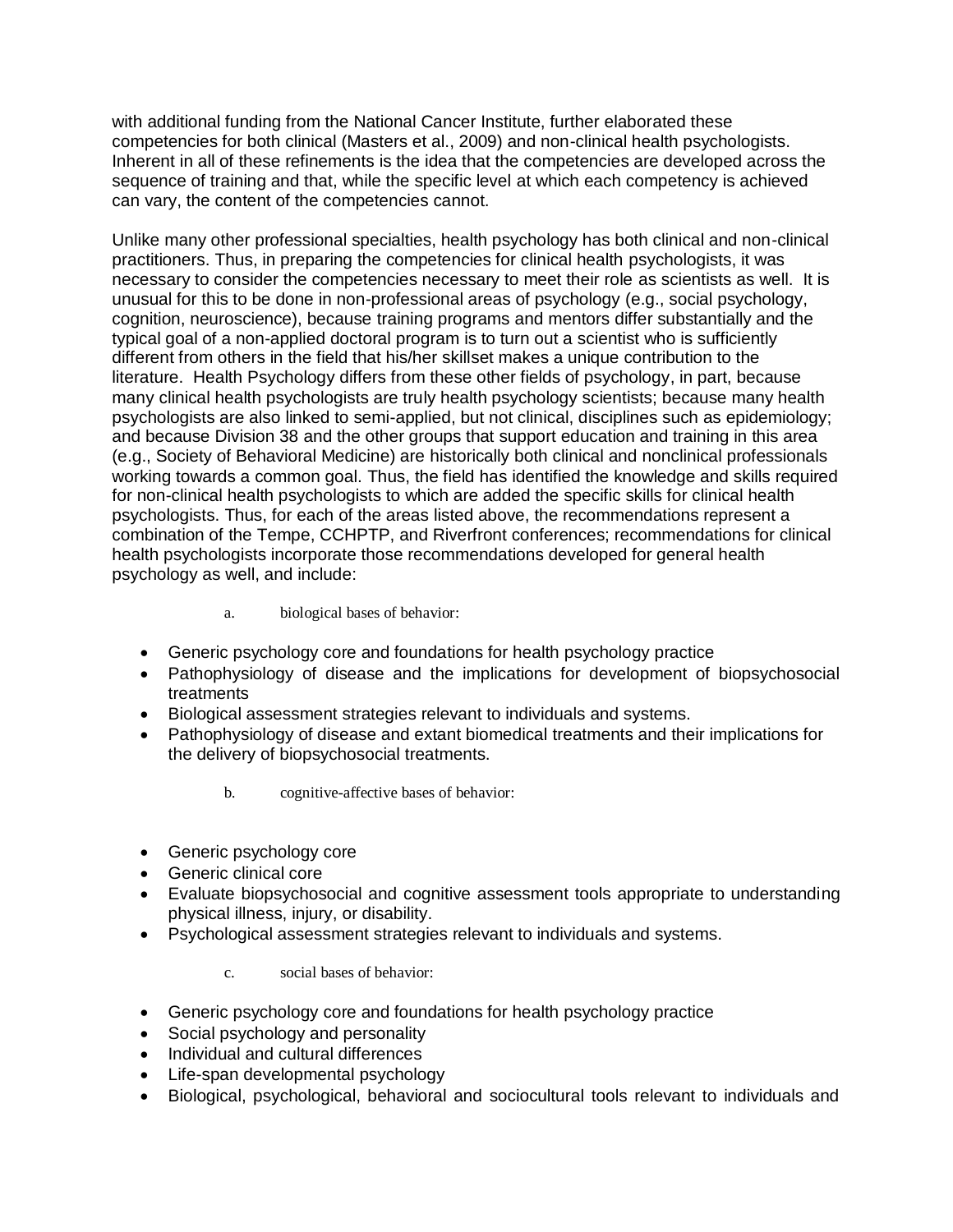with additional funding from the National Cancer Institute, further elaborated these competencies for both clinical (Masters et al., 2009) and non-clinical health psychologists. Inherent in all of these refinements is the idea that the competencies are developed across the sequence of training and that, while the specific level at which each competency is achieved can vary, the content of the competencies cannot.

Unlike many other professional specialties, health psychology has both clinical and non-clinical practitioners. Thus, in preparing the competencies for clinical health psychologists, it was necessary to consider the competencies necessary to meet their role as scientists as well. It is unusual for this to be done in non-professional areas of psychology (e.g., social psychology, cognition, neuroscience), because training programs and mentors differ substantially and the typical goal of a non-applied doctoral program is to turn out a scientist who is sufficiently different from others in the field that his/her skillset makes a unique contribution to the literature. Health Psychology differs from these other fields of psychology, in part, because many clinical health psychologists are truly health psychology scientists; because many health psychologists are also linked to semi-applied, but not clinical, disciplines such as epidemiology; and because Division 38 and the other groups that support education and training in this area (e.g., Society of Behavioral Medicine) are historically both clinical and nonclinical professionals working towards a common goal. Thus, the field has identified the knowledge and skills required for non-clinical health psychologists to which are added the specific skills for clinical health psychologists. Thus, for each of the areas listed above, the recommendations represent a combination of the Tempe, CCHPTP, and Riverfront conferences; recommendations for clinical health psychologists incorporate those recommendations developed for general health psychology as well, and include:

a. biological bases of behavior:

- Generic psychology core and foundations for health psychology practice
- Pathophysiology of disease and the implications for development of biopsychosocial treatments
- Biological assessment strategies relevant to individuals and systems.
- Pathophysiology of disease and extant biomedical treatments and their implications for the delivery of biopsychosocial treatments.

b. cognitive-affective bases of behavior:

- Generic psychology core
- Generic clinical core
- Evaluate biopsychosocial and cognitive assessment tools appropriate to understanding physical illness, injury, or disability.
- Psychological assessment strategies relevant to individuals and systems.

c. social bases of behavior:

- Generic psychology core and foundations for health psychology practice
- Social psychology and personality
- Individual and cultural differences
- Life-span developmental psychology
- Biological, psychological, behavioral and sociocultural tools relevant to individuals and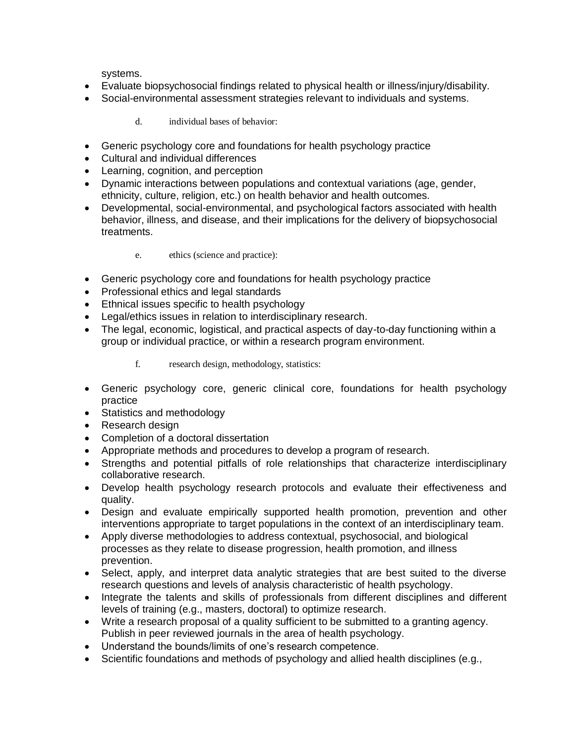systems.

- Evaluate biopsychosocial findings related to physical health or illness/injury/disability.
- Social-environmental assessment strategies relevant to individuals and systems.

d. individual bases of behavior:

- Generic psychology core and foundations for health psychology practice
- Cultural and individual differences
- Learning, cognition, and perception
- Dynamic interactions between populations and contextual variations (age, gender, ethnicity, culture, religion, etc.) on health behavior and health outcomes.
- Developmental, social-environmental, and psychological factors associated with health behavior, illness, and disease, and their implications for the delivery of biopsychosocial treatments.

e. ethics (science and practice):

- Generic psychology core and foundations for health psychology practice
- Professional ethics and legal standards
- Ethnical issues specific to health psychology
- Legal/ethics issues in relation to interdisciplinary research.
- The legal, economic, logistical, and practical aspects of day-to-day functioning within a group or individual practice, or within a research program environment.

f. research design, methodology, statistics:

- Generic psychology core, generic clinical core, foundations for health psychology practice
- Statistics and methodology
- Research design
- Completion of a doctoral dissertation
- Appropriate methods and procedures to develop a program of research.
- Strengths and potential pitfalls of role relationships that characterize interdisciplinary collaborative research.
- Develop health psychology research protocols and evaluate their effectiveness and quality.
- Design and evaluate empirically supported health promotion, prevention and other interventions appropriate to target populations in the context of an interdisciplinary team.
- Apply diverse methodologies to address contextual, psychosocial, and biological processes as they relate to disease progression, health promotion, and illness prevention.
- Select, apply, and interpret data analytic strategies that are best suited to the diverse research questions and levels of analysis characteristic of health psychology.
- Integrate the talents and skills of professionals from different disciplines and different levels of training (e.g., masters, doctoral) to optimize research.
- Write a research proposal of a quality sufficient to be submitted to a granting agency. Publish in peer reviewed journals in the area of health psychology.
- Understand the bounds/limits of one's research competence.
- Scientific foundations and methods of psychology and allied health disciplines (e.g.,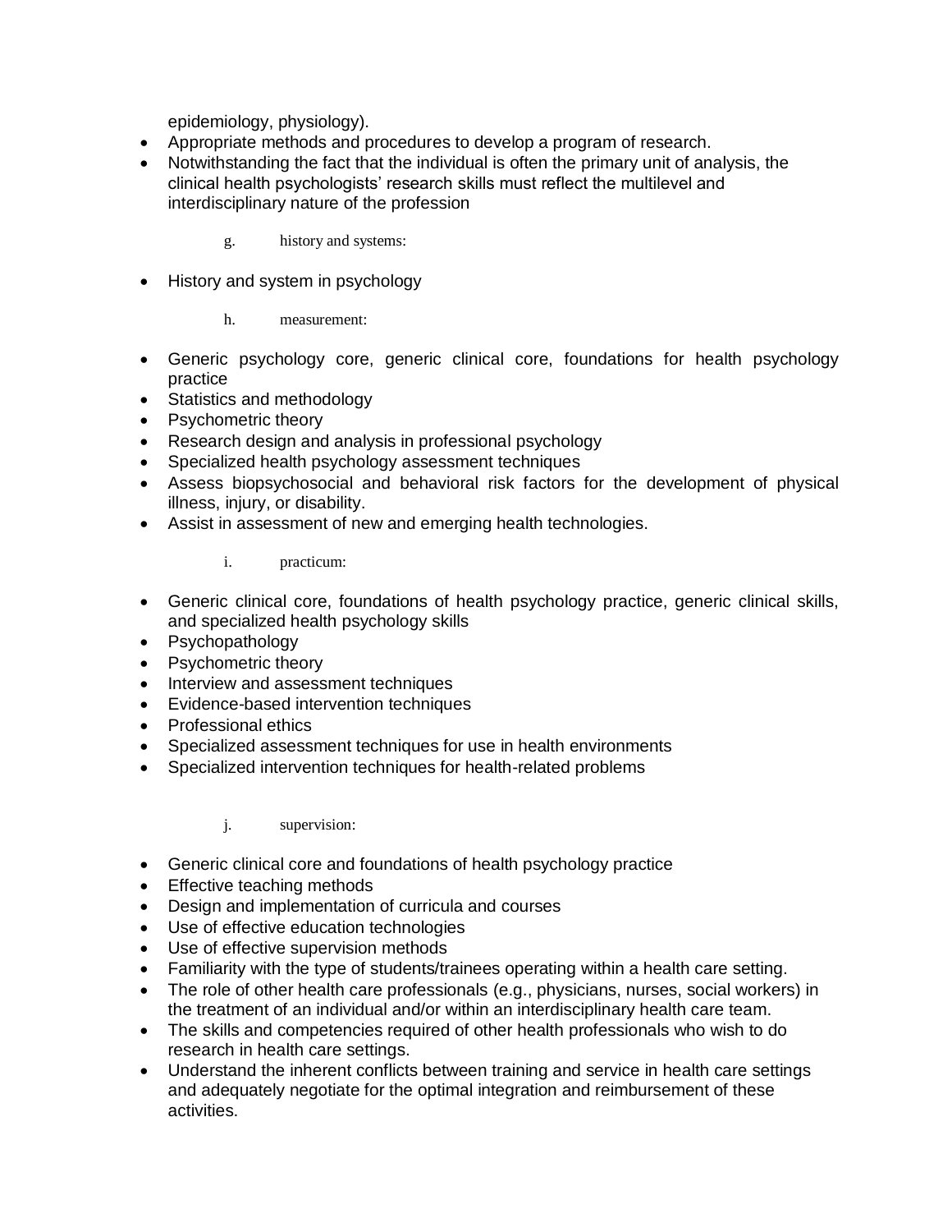epidemiology, physiology).

- Appropriate methods and procedures to develop a program of research.
- Notwithstanding the fact that the individual is often the primary unit of analysis, the clinical health psychologists' research skills must reflect the multilevel and interdisciplinary nature of the profession

g. history and systems:

- History and system in psychology

h. measurement:

- Generic psychology core, generic clinical core, foundations for health psychology practice
- Statistics and methodology
- Psychometric theory
- Research design and analysis in professional psychology
- Specialized health psychology assessment techniques
- Assess biopsychosocial and behavioral risk factors for the development of physical illness, injury, or disability.
- Assist in assessment of new and emerging health technologies.

i. practicum:

- Generic clinical core, foundations of health psychology practice, generic clinical skills, and specialized health psychology skills
- Psychopathology
- Psychometric theory
- Interview and assessment techniques
- Evidence-based intervention techniques
- Professional ethics
- Specialized assessment techniques for use in health environments
- Specialized intervention techniques for health-related problems

j. supervision:

- Generic clinical core and foundations of health psychology practice
- Effective teaching methods
- Design and implementation of curricula and courses
- Use of effective education technologies
- Use of effective supervision methods
- Familiarity with the type of students/trainees operating within a health care setting.
- The role of other health care professionals (e.g., physicians, nurses, social workers) in the treatment of an individual and/or within an interdisciplinary health care team.
- The skills and competencies required of other health professionals who wish to do research in health care settings.
- Understand the inherent conflicts between training and service in health care settings and adequately negotiate for the optimal integration and reimbursement of these activities.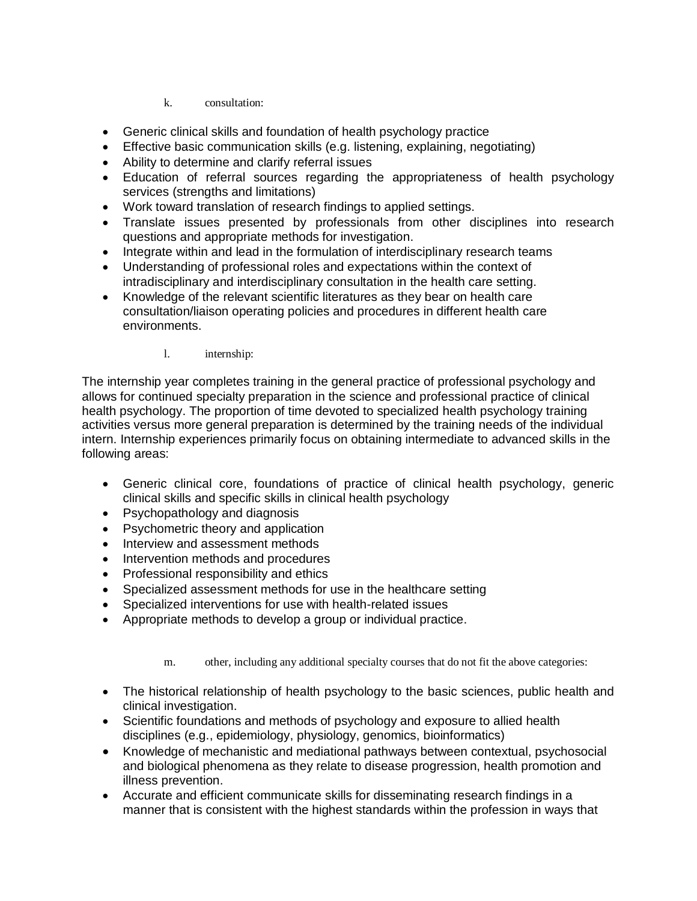k. consultation:

- Generic clinical skills and foundation of health psychology practice
- Effective basic communication skills (e.g. listening, explaining, negotiating)
- Ability to determine and clarify referral issues
- Education of referral sources regarding the appropriateness of health psychology services (strengths and limitations)
- Work toward translation of research findings to applied settings.
- Translate issues presented by professionals from other disciplines into research questions and appropriate methods for investigation.
- Integrate within and lead in the formulation of interdisciplinary research teams
- Understanding of professional roles and expectations within the context of intradisciplinary and interdisciplinary consultation in the health care setting.
- Knowledge of the relevant scientific literatures as they bear on health care consultation/liaison operating policies and procedures in different health care environments.

l. internship:

The internship year completes training in the general practice of professional psychology and allows for continued specialty preparation in the science and professional practice of clinical health psychology. The proportion of time devoted to specialized health psychology training activities versus more general preparation is determined by the training needs of the individual intern. Internship experiences primarily focus on obtaining intermediate to advanced skills in the following areas:

- Generic clinical core, foundations of practice of clinical health psychology, generic clinical skills and specific skills in clinical health psychology
- Psychopathology and diagnosis
- Psychometric theory and application
- Interview and assessment methods
- Intervention methods and procedures
- Professional responsibility and ethics
- Specialized assessment methods for use in the healthcare setting
- Specialized interventions for use with health-related issues
- Appropriate methods to develop a group or individual practice.

m. other, including any additional specialty courses that do not fit the above categories:

- The historical relationship of health psychology to the basic sciences, public health and clinical investigation.
- Scientific foundations and methods of psychology and exposure to allied health disciplines (e.g., epidemiology, physiology, genomics, bioinformatics)
- Knowledge of mechanistic and mediational pathways between contextual, psychosocial and biological phenomena as they relate to disease progression, health promotion and illness prevention.
- Accurate and efficient communicate skills for disseminating research findings in a manner that is consistent with the highest standards within the profession in ways that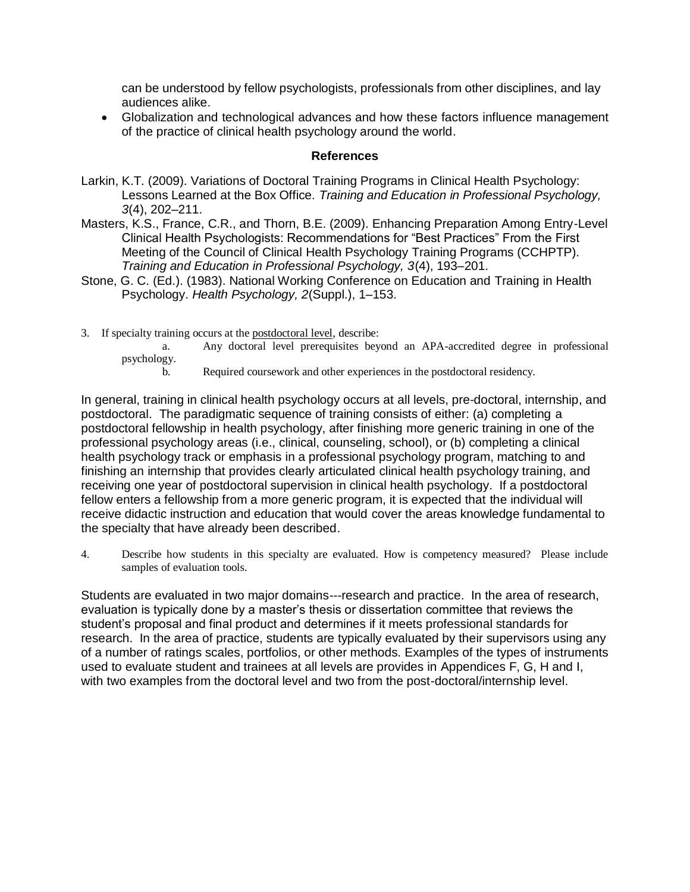can be understood by fellow psychologists, professionals from other disciplines, and lay audiences alike.

- Globalization and technological advances and how these factors influence management of the practice of clinical health psychology around the world.

### References

Larkin, K.T. (2009). Variations of Doctoral Training Programs in Clinical Health Psychology: Lessons Learned at the Box Office. *Training and Education in Professional Psychology, 3*(4), 202–211.

Masters, K.S., France, C.R., and Thorn, B.E. (2009). Enhancing Preparation Among Entry-Level Clinical Health Psychologists: Recommendations for "Best Practices" From the First Meeting of the Council of Clinical Health Psychology Training Programs (CCHPTP). *Training and Education in Professional Psychology, 3*(4), 193–201.

Stone, G. C. (Ed.). (1983). National Working Conference on Education and Training in Health Psychology. *Health Psychology, 2*(Suppl.), 1–153.

3. If specialty training occurs at the postdoctoral level, describe:
   a. Any doctoral level prerequisites beyond an APA-accredited degree in professional psychology.
   b. Required coursework and other experiences in the postdoctoral residency.

In general, training in clinical health psychology occurs at all levels, pre-doctoral, internship, and postdoctoral. The paradigmatic sequence of training consists of either: (a) completing a postdoctoral fellowship in health psychology, after finishing more generic training in one of the professional psychology areas (i.e., clinical, counseling, school), or (b) completing a clinical health psychology track or emphasis in a professional psychology program, matching to and finishing an internship that provides clearly articulated clinical health psychology training, and receiving one year of postdoctoral supervision in clinical health psychology. If a postdoctoral fellow enters a fellowship from a more generic program, it is expected that the individual will receive didactic instruction and education that would cover the areas knowledge fundamental to the specialty that have already been described.

4. Describe how students in this specialty are evaluated. How is competency measured? Please include samples of evaluation tools.

Students are evaluated in two major domains---research and practice. In the area of research, evaluation is typically done by a master's thesis or dissertation committee that reviews the student's proposal and final product and determines if it meets professional standards for research. In the area of practice, students are typically evaluated by their supervisors using any of a number of ratings scales, portfolios, or other methods. Examples of the types of instruments used to evaluate student and trainees at all levels are provides in Appendices F, G, H and I, with two examples from the doctoral level and two from the post-doctoral/internship level.